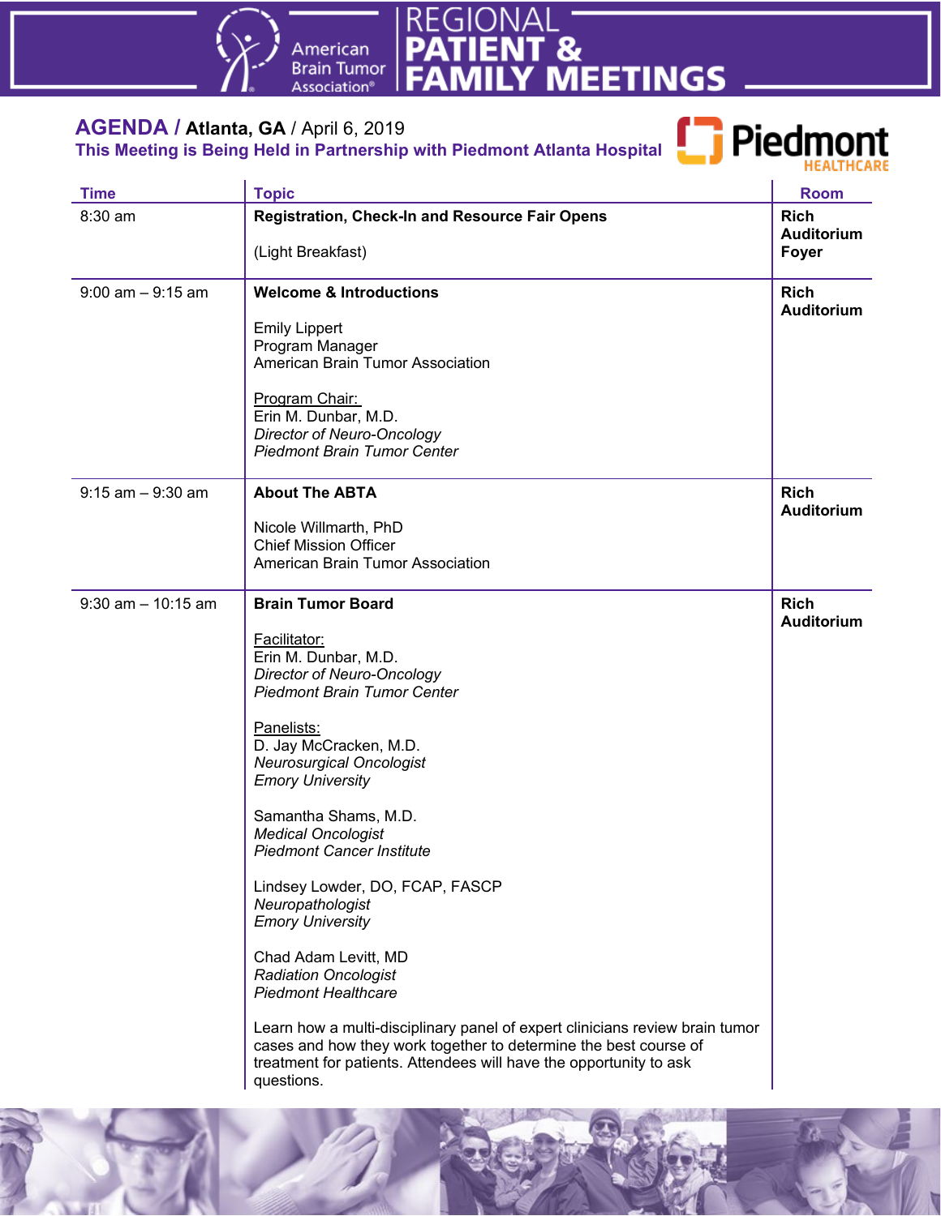# REGIONAL PATIENT & FAMILY MEETINGS

American Brain Tumor Association®

## AGENDA / Atlanta, GA / April 6, 2019

**This Meeting is Being Held in Partnership with Piedmont Atlanta Hospital**

Piedmont HEALTHCARE

| Time | Topic | Room |
|---|---|---|
| 8:30 am | **Registration, Check-In and Resource Fair Opens**<br><br>(Light Breakfast) | **Rich Auditorium Foyer** |
| 9:00 am – 9:15 am | **Welcome & Introductions**<br><br>Emily Lippert<br>Program Manager<br>American Brain Tumor Association<br><br>Program Chair:<br>Erin M. Dunbar, M.D.<br>*Director of Neuro-Oncology*<br>*Piedmont Brain Tumor Center* | **Rich Auditorium** |
| 9:15 am – 9:30 am | **About The ABTA**<br><br>Nicole Willmarth, PhD<br>Chief Mission Officer<br>American Brain Tumor Association | **Rich Auditorium** |
| 9:30 am – 10:15 am | **Brain Tumor Board**<br><br>Facilitator:<br>Erin M. Dunbar, M.D.<br>*Director of Neuro-Oncology*<br>*Piedmont Brain Tumor Center*<br><br>Panelists:<br>D. Jay McCracken, M.D.<br>*Neurosurgical Oncologist*<br>*Emory University*<br><br>Samantha Shams, M.D.<br>*Medical Oncologist*<br>*Piedmont Cancer Institute*<br><br>Lindsey Lowder, DO, FCAP, FASCP<br>*Neuropathologist*<br>*Emory University*<br><br>Chad Adam Levitt, MD<br>*Radiation Oncologist*<br>*Piedmont Healthcare*<br><br>Learn how a multi-disciplinary panel of expert clinicians review brain tumor cases and how they work together to determine the best course of treatment for patients. Attendees will have the opportunity to ask questions. | **Rich Auditorium** |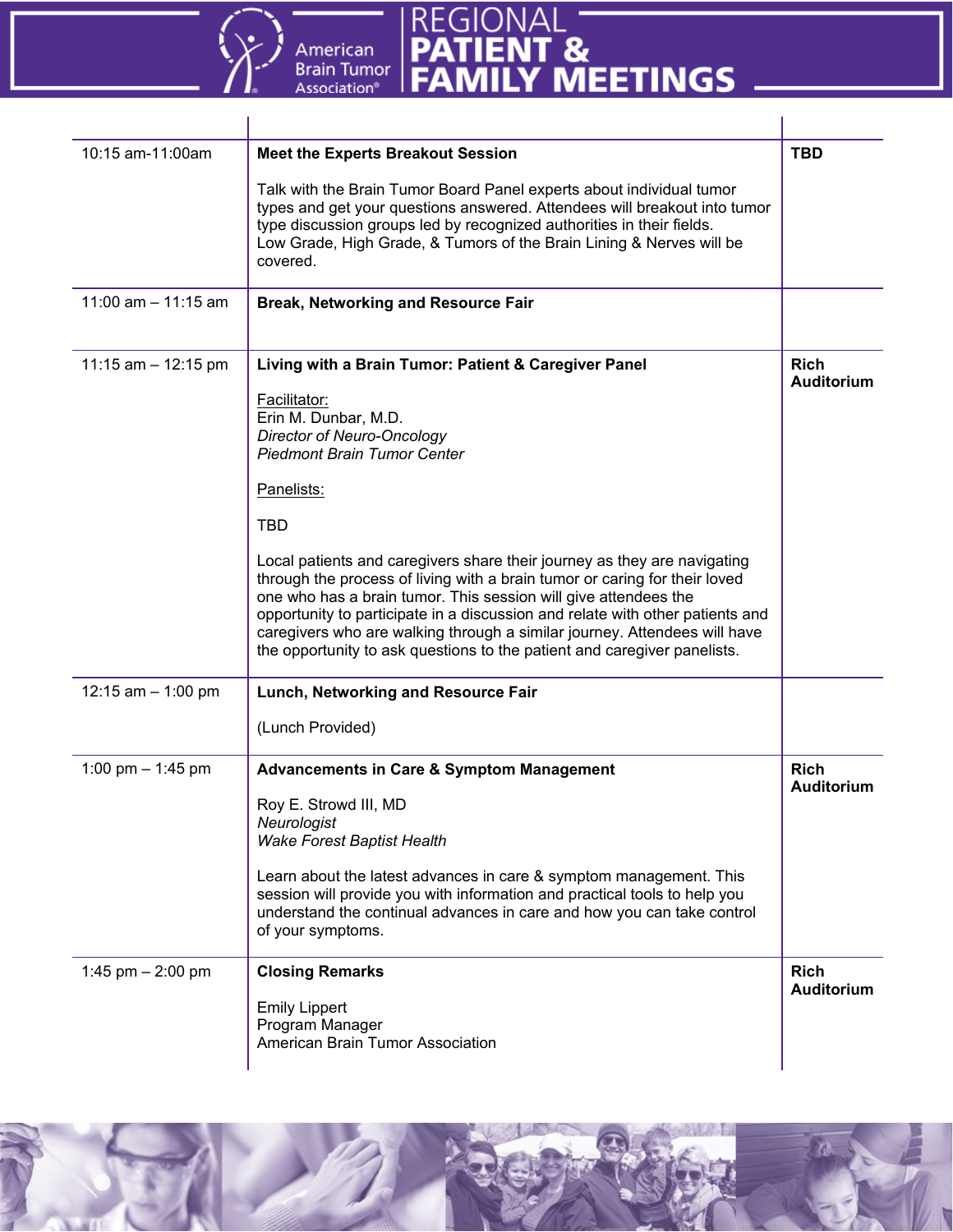| | | |
|---|---|---|
| 10:15 am-11:00am | **Meet the Experts Breakout Session**<br><br>Talk with the Brain Tumor Board Panel experts about individual tumor types and get your questions answered. Attendees will breakout into tumor type discussion groups led by recognized authorities in their fields.<br>Low Grade, High Grade, & Tumors of the Brain Lining & Nerves will be covered. | **TBD** |
| 11:00 am – 11:15 am | **Break, Networking and Resource Fair** | |
| 11:15 am – 12:15 pm | **Living with a Brain Tumor: Patient & Caregiver Panel**<br><br>Facilitator:<br>Erin M. Dunbar, M.D.<br>*Director of Neuro-Oncology*<br>*Piedmont Brain Tumor Center*<br><br>Panelists:<br><br>TBD<br><br>Local patients and caregivers share their journey as they are navigating through the process of living with a brain tumor or caring for their loved one who has a brain tumor. This session will give attendees the opportunity to participate in a discussion and relate with other patients and caregivers who are walking through a similar journey. Attendees will have the opportunity to ask questions to the patient and caregiver panelists. | **Rich Auditorium** |
| 12:15 am – 1:00 pm | **Lunch, Networking and Resource Fair**<br><br>(Lunch Provided) | |
| 1:00 pm – 1:45 pm | **Advancements in Care & Symptom Management**<br><br>Roy E. Strowd III, MD<br>*Neurologist*<br>*Wake Forest Baptist Health*<br><br>Learn about the latest advances in care & symptom management. This session will provide you with information and practical tools to help you understand the continual advances in care and how you can take control of your symptoms. | **Rich Auditorium** |
| 1:45 pm – 2:00 pm | **Closing Remarks**<br><br>Emily Lippert<br>Program Manager<br>American Brain Tumor Association | **Rich Auditorium** |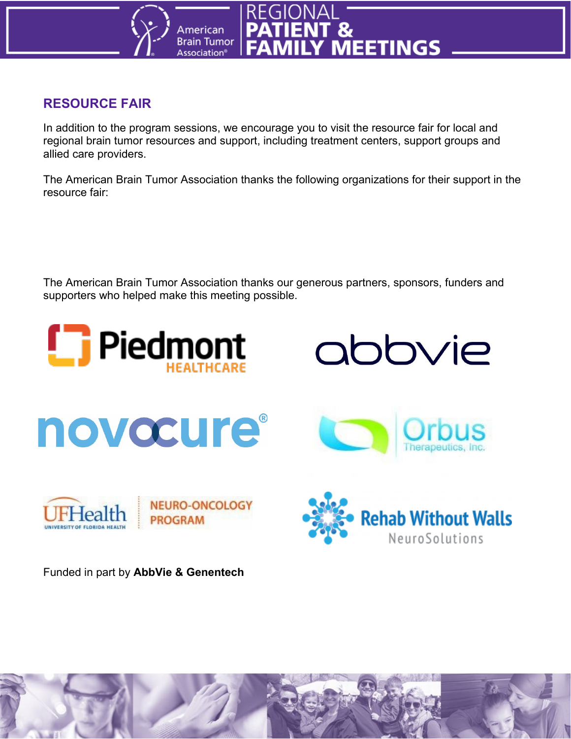## RESOURCE FAIR

In addition to the program sessions, we encourage you to visit the resource fair for local and regional brain tumor resources and support, including treatment centers, support groups and allied care providers.

The American Brain Tumor Association thanks the following organizations for their support in the resource fair:

The American Brain Tumor Association thanks our generous partners, sponsors, funders and supporters who helped make this meeting possible.

Funded in part by **AbbVie & Genentech**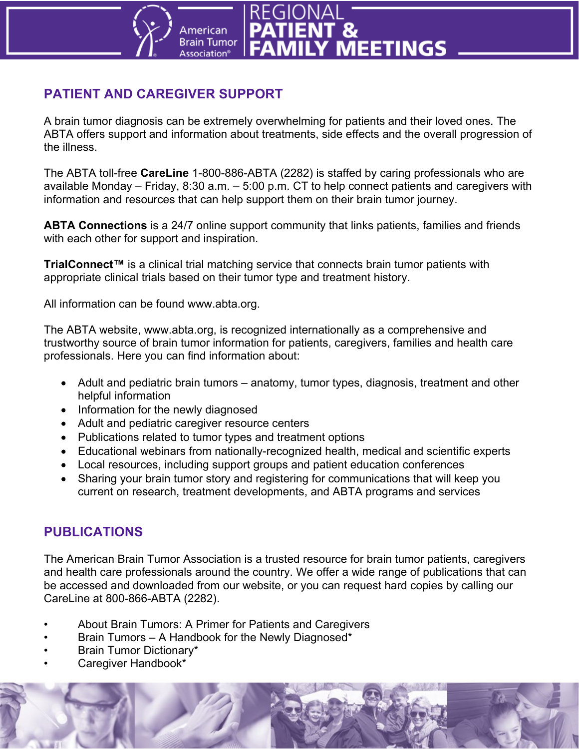## PATIENT AND CAREGIVER SUPPORT

A brain tumor diagnosis can be extremely overwhelming for patients and their loved ones. The ABTA offers support and information about treatments, side effects and the overall progression of the illness.

The ABTA toll-free **CareLine** 1-800-886-ABTA (2282) is staffed by caring professionals who are available Monday – Friday, 8:30 a.m. – 5:00 p.m. CT to help connect patients and caregivers with information and resources that can help support them on their brain tumor journey.

**ABTA Connections** is a 24/7 online support community that links patients, families and friends with each other for support and inspiration.

**TrialConnect™** is a clinical trial matching service that connects brain tumor patients with appropriate clinical trials based on their tumor type and treatment history.

All information can be found www.abta.org.

The ABTA website, www.abta.org, is recognized internationally as a comprehensive and trustworthy source of brain tumor information for patients, caregivers, families and health care professionals. Here you can find information about:

- Adult and pediatric brain tumors – anatomy, tumor types, diagnosis, treatment and other helpful information
- Information for the newly diagnosed
- Adult and pediatric caregiver resource centers
- Publications related to tumor types and treatment options
- Educational webinars from nationally-recognized health, medical and scientific experts
- Local resources, including support groups and patient education conferences
- Sharing your brain tumor story and registering for communications that will keep you current on research, treatment developments, and ABTA programs and services

## PUBLICATIONS

The American Brain Tumor Association is a trusted resource for brain tumor patients, caregivers and health care professionals around the country. We offer a wide range of publications that can be accessed and downloaded from our website, or you can request hard copies by calling our CareLine at 800-866-ABTA (2282).

- About Brain Tumors: A Primer for Patients and Caregivers
- Brain Tumors – A Handbook for the Newly Diagnosed*
- Brain Tumor Dictionary*
- Caregiver Handbook*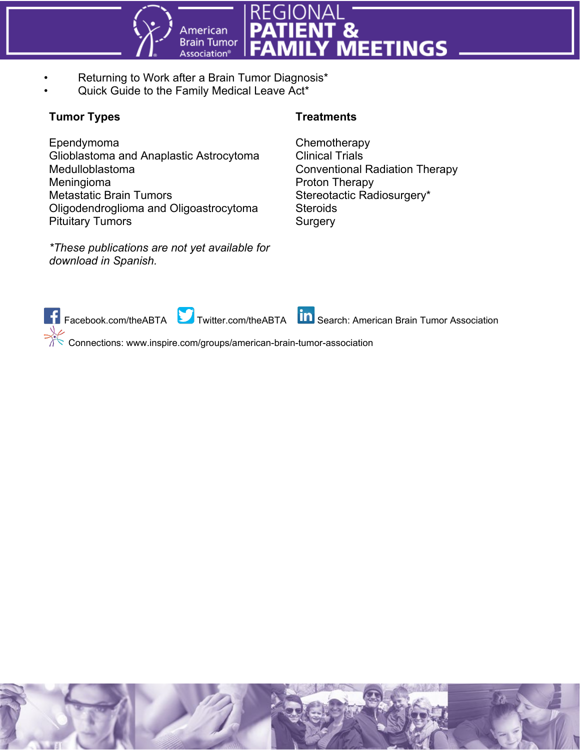- Returning to Work after a Brain Tumor Diagnosis*
- Quick Guide to the Family Medical Leave Act*

**Tumor Types**

Ependymoma
Glioblastoma and Anaplastic Astrocytoma
Medulloblastoma
Meningioma
Metastatic Brain Tumors
Oligodendroglioma and Oligoastrocytoma
Pituitary Tumors

*\*These publications are not yet available for download in Spanish.*

**Treatments**

Chemotherapy
Clinical Trials
Conventional Radiation Therapy
Proton Therapy
Stereotactic Radiosurgery*
Steroids
Surgery

Facebook.com/theABTA Twitter.com/theABTA Search: American Brain Tumor Association

Connections: www.inspire.com/groups/american-brain-tumor-association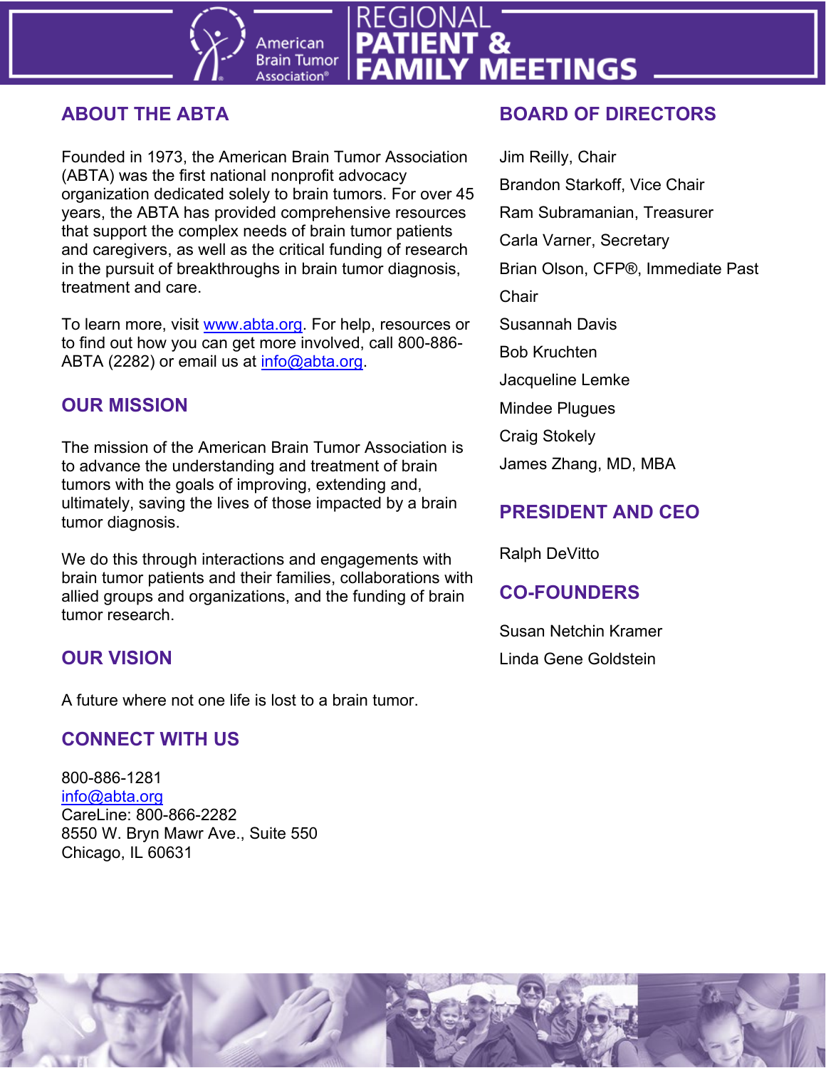# ABOUT THE ABTA

Founded in 1973, the American Brain Tumor Association (ABTA) was the first national nonprofit advocacy organization dedicated solely to brain tumors. For over 45 years, the ABTA has provided comprehensive resources that support the complex needs of brain tumor patients and caregivers, as well as the critical funding of research in the pursuit of breakthroughs in brain tumor diagnosis, treatment and care.

To learn more, visit www.abta.org. For help, resources or to find out how you can get more involved, call 800-886-ABTA (2282) or email us at info@abta.org.

# OUR MISSION

The mission of the American Brain Tumor Association is to advance the understanding and treatment of brain tumors with the goals of improving, extending and, ultimately, saving the lives of those impacted by a brain tumor diagnosis.

We do this through interactions and engagements with brain tumor patients and their families, collaborations with allied groups and organizations, and the funding of brain tumor research.

# OUR VISION

A future where not one life is lost to a brain tumor.

# CONNECT WITH US

800-886-1281
info@abta.org
CareLine: 800-866-2282
8550 W. Bryn Mawr Ave., Suite 550
Chicago, IL 60631

# BOARD OF DIRECTORS

Jim Reilly, Chair

Brandon Starkoff, Vice Chair

Ram Subramanian, Treasurer

Carla Varner, Secretary

Brian Olson, CFP®, Immediate Past Chair

Susannah Davis

Bob Kruchten

Jacqueline Lemke

Mindee Plugues

Craig Stokely

James Zhang, MD, MBA

# PRESIDENT AND CEO

Ralph DeVitto

# CO-FOUNDERS

Susan Netchin Kramer

Linda Gene Goldstein